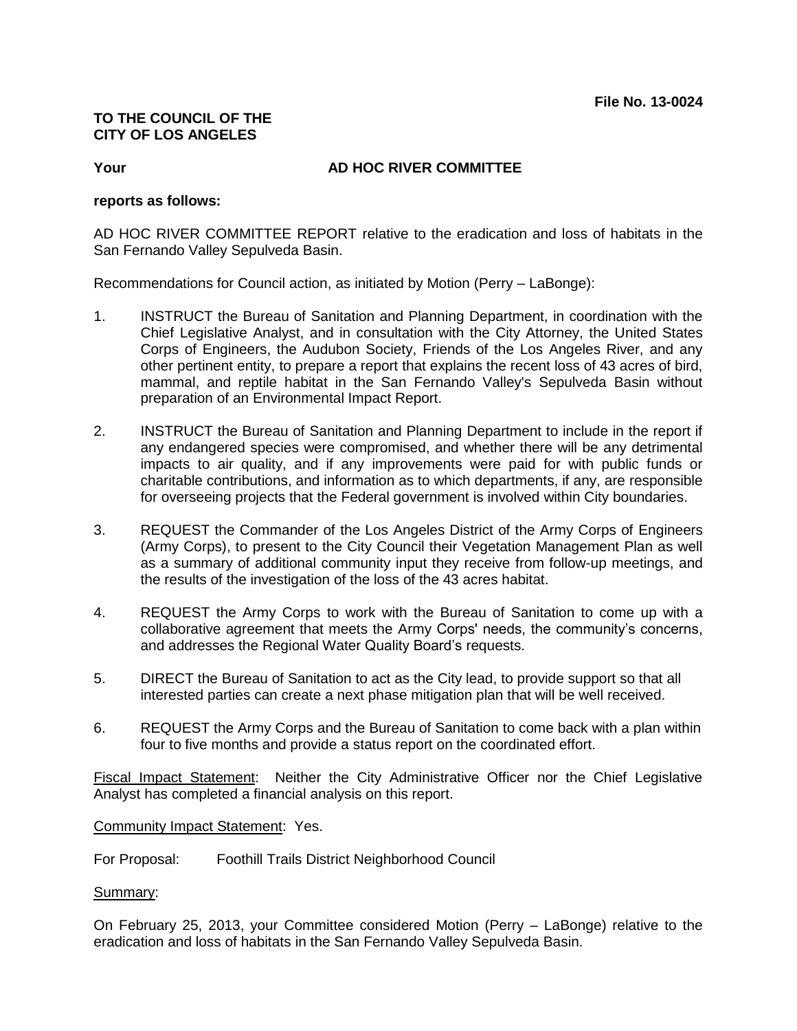**File No. 13-0024**

**TO THE COUNCIL OF THE CITY OF LOS ANGELES**

**Your AD HOC RIVER COMMITTEE**

**reports as follows:**

AD HOC RIVER COMMITTEE REPORT relative to the eradication and loss of habitats in the San Fernando Valley Sepulveda Basin.

Recommendations for Council action, as initiated by Motion (Perry – LaBonge):

1. INSTRUCT the Bureau of Sanitation and Planning Department, in coordination with the Chief Legislative Analyst, and in consultation with the City Attorney, the United States Corps of Engineers, the Audubon Society, Friends of the Los Angeles River, and any other pertinent entity, to prepare a report that explains the recent loss of 43 acres of bird, mammal, and reptile habitat in the San Fernando Valley's Sepulveda Basin without preparation of an Environmental Impact Report.

2. INSTRUCT the Bureau of Sanitation and Planning Department to include in the report if any endangered species were compromised, and whether there will be any detrimental impacts to air quality, and if any improvements were paid for with public funds or charitable contributions, and information as to which departments, if any, are responsible for overseeing projects that the Federal government is involved within City boundaries.

3. REQUEST the Commander of the Los Angeles District of the Army Corps of Engineers (Army Corps), to present to the City Council their Vegetation Management Plan as well as a summary of additional community input they receive from follow-up meetings, and the results of the investigation of the loss of the 43 acres habitat.

4. REQUEST the Army Corps to work with the Bureau of Sanitation to come up with a collaborative agreement that meets the Army Corps' needs, the community's concerns, and addresses the Regional Water Quality Board's requests.

5. DIRECT the Bureau of Sanitation to act as the City lead, to provide support so that all interested parties can create a next phase mitigation plan that will be well received.

6. REQUEST the Army Corps and the Bureau of Sanitation to come back with a plan within four to five months and provide a status report on the coordinated effort.

Fiscal Impact Statement: Neither the City Administrative Officer nor the Chief Legislative Analyst has completed a financial analysis on this report.

Community Impact Statement: Yes.

For Proposal: Foothill Trails District Neighborhood Council

Summary:

On February 25, 2013, your Committee considered Motion (Perry – LaBonge) relative to the eradication and loss of habitats in the San Fernando Valley Sepulveda Basin.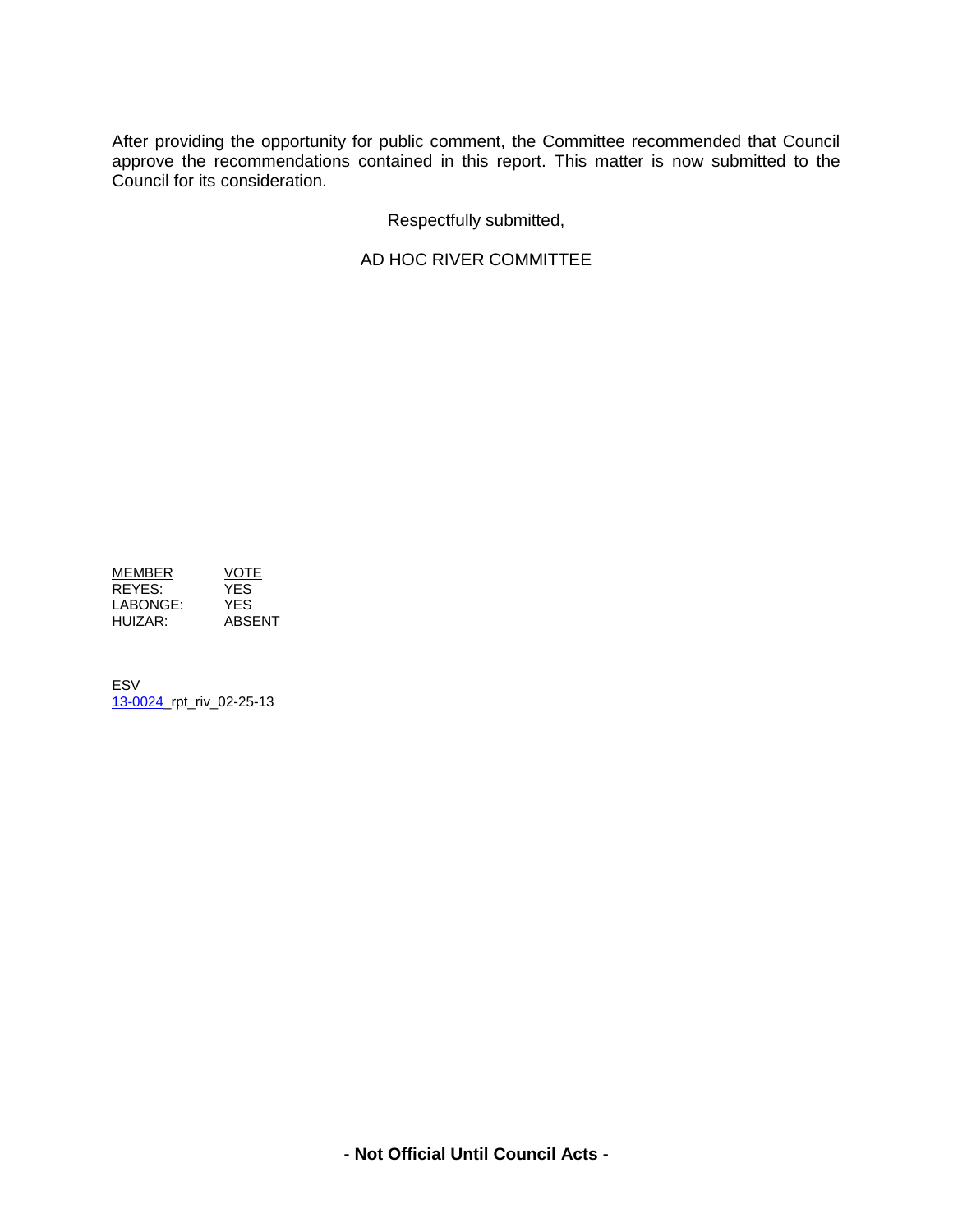After providing the opportunity for public comment, the Committee recommended that Council approve the recommendations contained in this report. This matter is now submitted to the Council for its consideration.

Respectfully submitted,

AD HOC RIVER COMMITTEE

| MEMBER | VOTE |
| --- | --- |
| REYES: | YES |
| LABONGE: | YES |
| HUIZAR: | ABSENT |

ESV
13-0024_rpt_riv_02-25-13

**- Not Official Until Council Acts -**